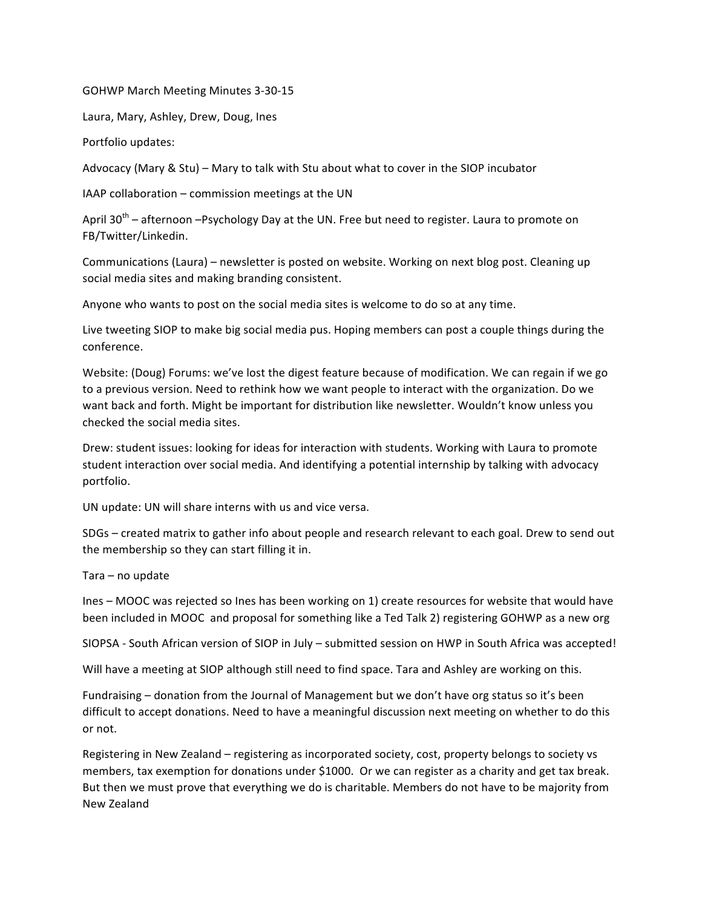GOHWP March Meeting Minutes 3-30-15

Laura, Mary, Ashley, Drew, Doug, Ines

Portfolio updates:

Advocacy (Mary & Stu) – Mary to talk with Stu about what to cover in the SIOP incubator

IAAP collaboration – commission meetings at the UN

April 30th – afternoon –Psychology Day at the UN. Free but need to register. Laura to promote on FB/Twitter/Linkedin.

Communications (Laura) – newsletter is posted on website. Working on next blog post. Cleaning up social media sites and making branding consistent.

Anyone who wants to post on the social media sites is welcome to do so at any time.

Live tweeting SIOP to make big social media pus. Hoping members can post a couple things during the conference.

Website: (Doug) Forums: we've lost the digest feature because of modification. We can regain if we go to a previous version. Need to rethink how we want people to interact with the organization. Do we want back and forth. Might be important for distribution like newsletter. Wouldn't know unless you checked the social media sites.

Drew: student issues: looking for ideas for interaction with students. Working with Laura to promote student interaction over social media. And identifying a potential internship by talking with advocacy portfolio.

UN update: UN will share interns with us and vice versa.

SDGs – created matrix to gather info about people and research relevant to each goal. Drew to send out the membership so they can start filling it in.

Tara – no update

Ines – MOOC was rejected so Ines has been working on 1) create resources for website that would have been included in MOOC and proposal for something like a Ted Talk 2) registering GOHWP as a new org

SIOPSA - South African version of SIOP in July – submitted session on HWP in South Africa was accepted!

Will have a meeting at SIOP although still need to find space. Tara and Ashley are working on this.

Fundraising – donation from the Journal of Management but we don't have org status so it's been difficult to accept donations. Need to have a meaningful discussion next meeting on whether to do this or not.

Registering in New Zealand – registering as incorporated society, cost, property belongs to society vs members, tax exemption for donations under $1000. Or we can register as a charity and get tax break. But then we must prove that everything we do is charitable. Members do not have to be majority from New Zealand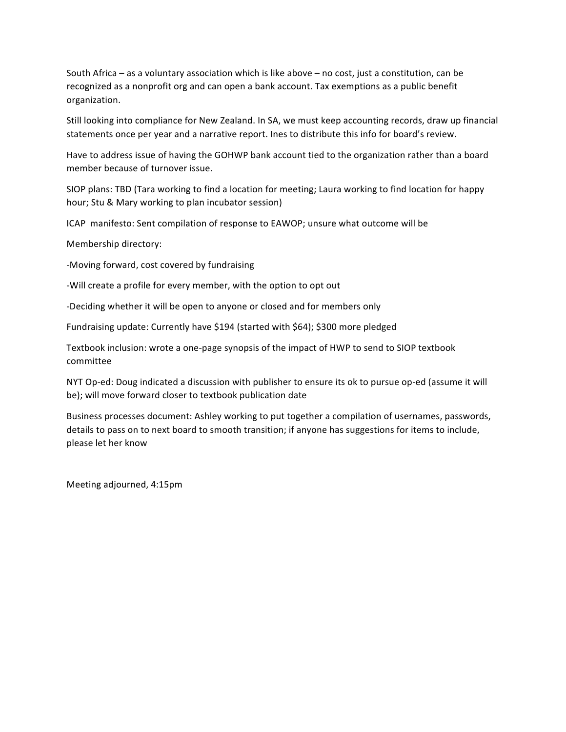South Africa – as a voluntary association which is like above – no cost, just a constitution, can be recognized as a nonprofit org and can open a bank account. Tax exemptions as a public benefit organization.

Still looking into compliance for New Zealand. In SA, we must keep accounting records, draw up financial statements once per year and a narrative report. Ines to distribute this info for board's review.

Have to address issue of having the GOHWP bank account tied to the organization rather than a board member because of turnover issue.

SIOP plans: TBD (Tara working to find a location for meeting; Laura working to find location for happy hour; Stu & Mary working to plan incubator session)

ICAP manifesto: Sent compilation of response to EAWOP; unsure what outcome will be

Membership directory:

-Moving forward, cost covered by fundraising

-Will create a profile for every member, with the option to opt out

-Deciding whether it will be open to anyone or closed and for members only

Fundraising update: Currently have $194 (started with $64); $300 more pledged

Textbook inclusion: wrote a one-page synopsis of the impact of HWP to send to SIOP textbook committee

NYT Op-ed: Doug indicated a discussion with publisher to ensure its ok to pursue op-ed (assume it will be); will move forward closer to textbook publication date

Business processes document: Ashley working to put together a compilation of usernames, passwords, details to pass on to next board to smooth transition; if anyone has suggestions for items to include, please let her know

Meeting adjourned, 4:15pm